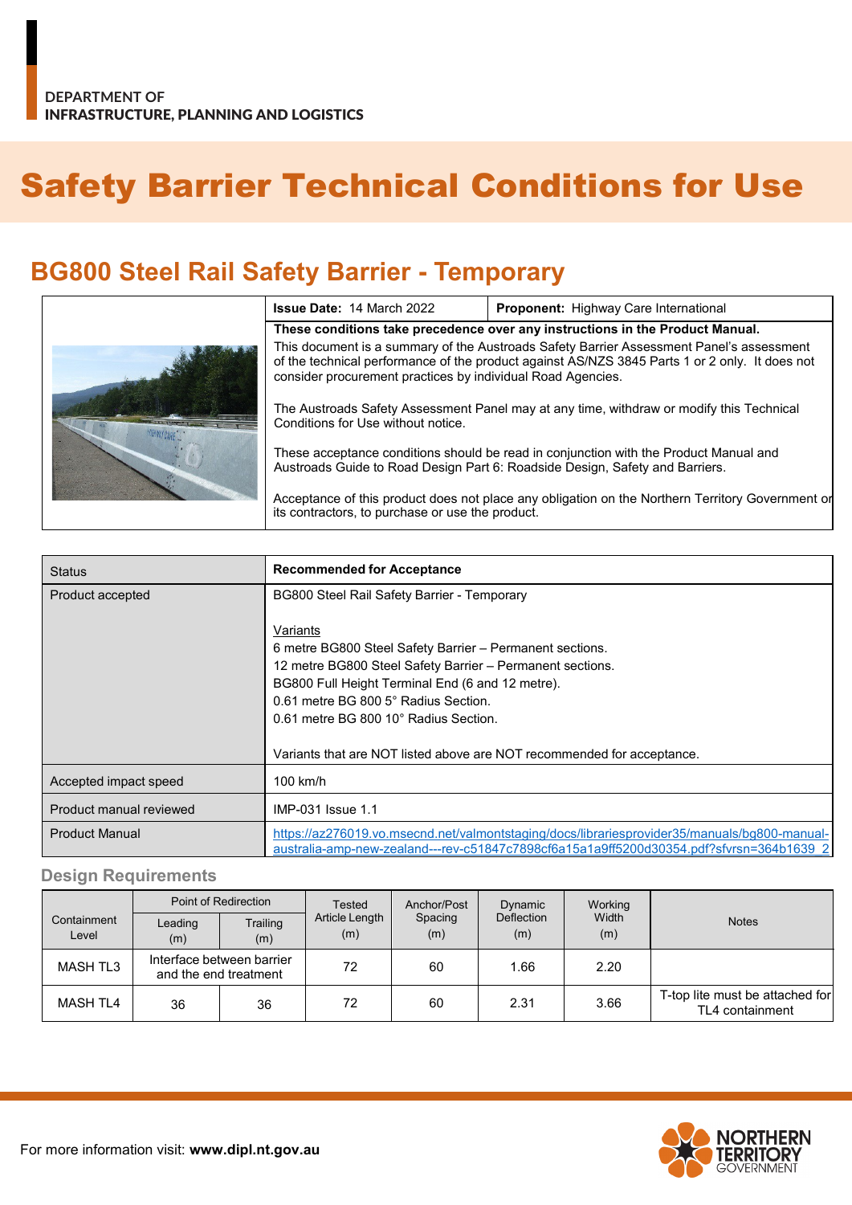DEPARTMENT OF
INFRASTRUCTURE, PLANNING AND LOGISTICS

# Safety Barrier Technical Conditions for Use

## BG800 Steel Rail Safety Barrier - Temporary

| **Issue Date:** 14 March 2022 | **Proponent:** Highway Care International |
|---|---|

**These conditions take precedence over any instructions in the Product Manual.**

This document is a summary of the Austroads Safety Barrier Assessment Panel's assessment of the technical performance of the product against AS/NZS 3845 Parts 1 or 2 only. It does not consider procurement practices by individual Road Agencies.

The Austroads Safety Assessment Panel may at any time, withdraw or modify this Technical Conditions for Use without notice.

These acceptance conditions should be read in conjunction with the Product Manual and Austroads Guide to Road Design Part 6: Roadside Design, Safety and Barriers.

Acceptance of this product does not place any obligation on the Northern Territory Government or its contractors, to purchase or use the product.

| Status | **Recommended for Acceptance** |
|---|---|
| Product accepted | BG800 Steel Rail Safety Barrier - Temporary<br><br>Variants<br>6 metre BG800 Steel Safety Barrier – Permanent sections.<br>12 metre BG800 Steel Safety Barrier – Permanent sections.<br>BG800 Full Height Terminal End (6 and 12 metre).<br>0.61 metre BG 800 5° Radius Section.<br>0.61 metre BG 800 10° Radius Section.<br><br>Variants that are NOT listed above are NOT recommended for acceptance. |
| Accepted impact speed | 100 km/h |
| Product manual reviewed | IMP-031 Issue 1.1 |
| Product Manual | https://az276019.vo.msecnd.net/valmontstaging/docs/librariesprovider35/manuals/bg800-manual-australia-amp-new-zealand---rev-c51847c7898cf6a15a1a9ff5200d30354.pdf?sfvrsn=364b1639_2 |

### Design Requirements

| Containment Level | Point of Redirection | | Tested Article Length (m) | Anchor/Post Spacing (m) | Dynamic Deflection (m) | Working Width (m) | Notes |
|---|---|---|---|---|---|---|---|
| | Leading (m) | Trailing (m) | | | | | |
| MASH TL3 | Interface between barrier and the end treatment | | 72 | 60 | 1.66 | 2.20 | |
| MASH TL4 | 36 | 36 | 72 | 60 | 2.31 | 3.66 | T-top lite must be attached for TL4 containment |

For more information visit: **www.dipl.nt.gov.au**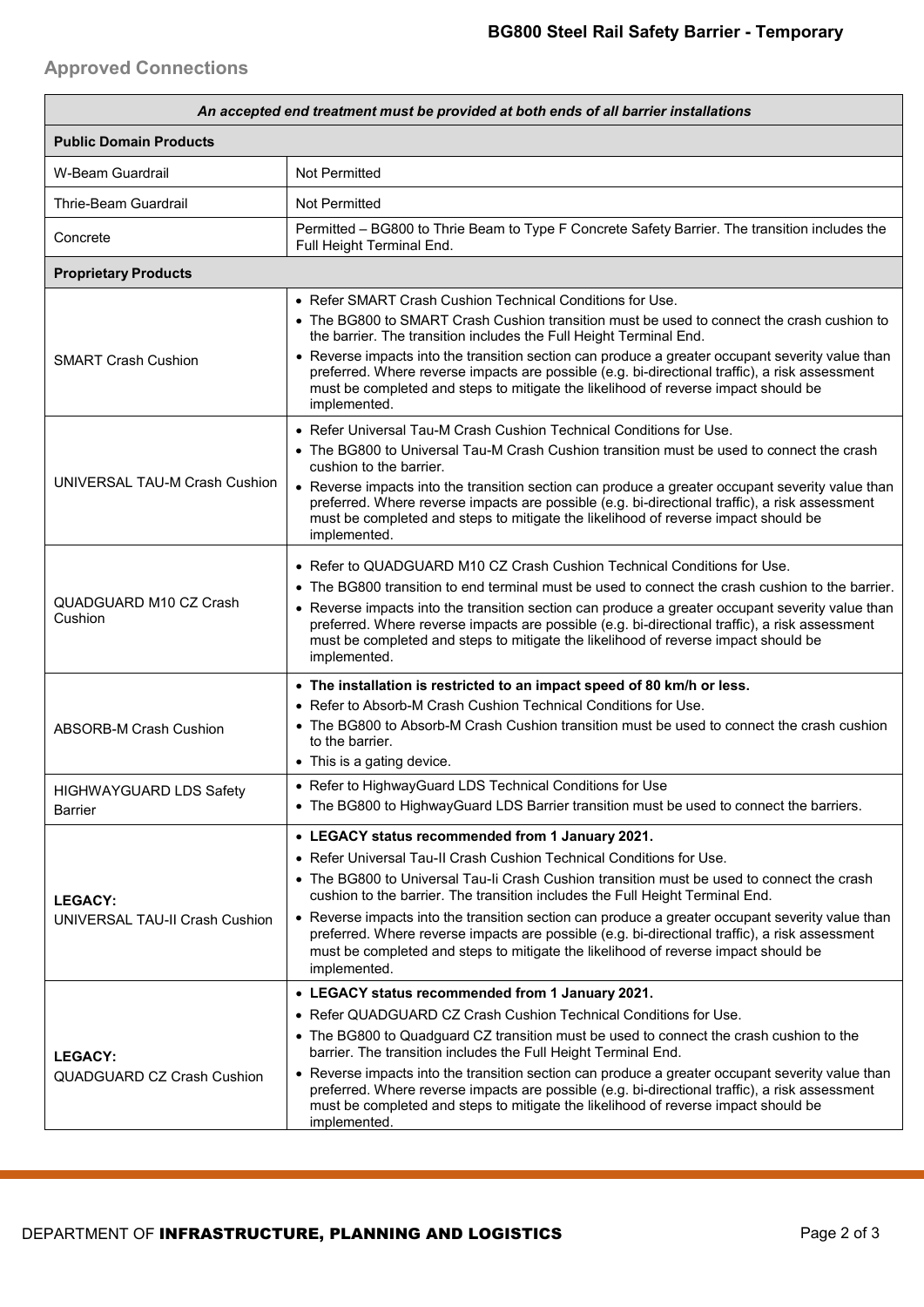## Approved Connections

| *An accepted end treatment must be provided at both ends of all barrier installations* | |
|---|---|
| **Public Domain Products** | |
| W-Beam Guardrail | Not Permitted |
| Thrie-Beam Guardrail | Not Permitted |
| Concrete | Permitted – BG800 to Thrie Beam to Type F Concrete Safety Barrier. The transition includes the Full Height Terminal End. |
| **Proprietary Products** | |
| SMART Crash Cushion | • Refer SMART Crash Cushion Technical Conditions for Use.<br>• The BG800 to SMART Crash Cushion transition must be used to connect the crash cushion to the barrier. The transition includes the Full Height Terminal End.<br>• Reverse impacts into the transition section can produce a greater occupant severity value than preferred. Where reverse impacts are possible (e.g. bi-directional traffic), a risk assessment must be completed and steps to mitigate the likelihood of reverse impact should be implemented. |
| UNIVERSAL TAU-M Crash Cushion | • Refer Universal Tau-M Crash Cushion Technical Conditions for Use.<br>• The BG800 to Universal Tau-M Crash Cushion transition must be used to connect the crash cushion to the barrier.<br>• Reverse impacts into the transition section can produce a greater occupant severity value than preferred. Where reverse impacts are possible (e.g. bi-directional traffic), a risk assessment must be completed and steps to mitigate the likelihood of reverse impact should be implemented. |
| QUADGUARD M10 CZ Crash Cushion | • Refer to QUADGUARD M10 CZ Crash Cushion Technical Conditions for Use.<br>• The BG800 transition to end terminal must be used to connect the crash cushion to the barrier.<br>• Reverse impacts into the transition section can produce a greater occupant severity value than preferred. Where reverse impacts are possible (e.g. bi-directional traffic), a risk assessment must be completed and steps to mitigate the likelihood of reverse impact should be implemented. |
| ABSORB-M Crash Cushion | • **The installation is restricted to an impact speed of 80 km/h or less.**<br>• Refer to Absorb-M Crash Cushion Technical Conditions for Use.<br>• The BG800 to Absorb-M Crash Cushion transition must be used to connect the crash cushion to the barrier.<br>• This is a gating device. |
| HIGHWAYGUARD LDS Safety Barrier | • Refer to HighwayGuard LDS Technical Conditions for Use<br>• The BG800 to HighwayGuard LDS Barrier transition must be used to connect the barriers. |
| **LEGACY:**<br>UNIVERSAL TAU-II Crash Cushion | • **LEGACY status recommended from 1 January 2021.**<br>• Refer Universal Tau-II Crash Cushion Technical Conditions for Use.<br>• The BG800 to Universal Tau-Ii Crash Cushion transition must be used to connect the crash cushion to the barrier. The transition includes the Full Height Terminal End.<br>• Reverse impacts into the transition section can produce a greater occupant severity value than preferred. Where reverse impacts are possible (e.g. bi-directional traffic), a risk assessment must be completed and steps to mitigate the likelihood of reverse impact should be implemented. |
| **LEGACY:**<br>QUADGUARD CZ Crash Cushion | • **LEGACY status recommended from 1 January 2021.**<br>• Refer QUADGUARD CZ Crash Cushion Technical Conditions for Use.<br>• The BG800 to Quadguard CZ transition must be used to connect the crash cushion to the barrier. The transition includes the Full Height Terminal End.<br>• Reverse impacts into the transition section can produce a greater occupant severity value than preferred. Where reverse impacts are possible (e.g. bi-directional traffic), a risk assessment must be completed and steps to mitigate the likelihood of reverse impact should be implemented. |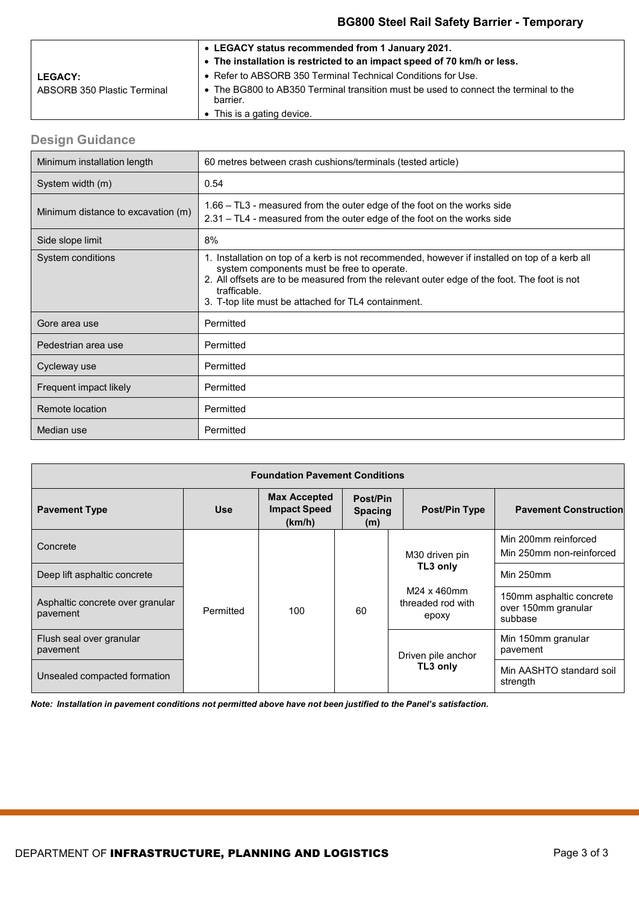| | |
|---|---|
| **LEGACY:** ABSORB 350 Plastic Terminal | • **LEGACY status recommended from 1 January 2021.**<br>• **The installation is restricted to an impact speed of 70 km/h or less.**<br>• Refer to ABSORB 350 Terminal Technical Conditions for Use.<br>• The BG800 to AB350 Terminal transition must be used to connect the terminal to the barrier.<br>• This is a gating device. |

## Design Guidance

| | |
|---|---|
| Minimum installation length | 60 metres between crash cushions/terminals (tested article) |
| System width (m) | 0.54 |
| Minimum distance to excavation (m) | 1.66 – TL3 - measured from the outer edge of the foot on the works side<br>2.31 – TL4 - measured from the outer edge of the foot on the works side |
| Side slope limit | 8% |
| System conditions | 1. Installation on top of a kerb is not recommended, however if installed on top of a kerb all system components must be free to operate.<br>2. All offsets are to be measured from the relevant outer edge of the foot. The foot is not trafficable.<br>3. T-top lite must be attached for TL4 containment. |
| Gore area use | Permitted |
| Pedestrian area use | Permitted |
| Cycleway use | Permitted |
| Frequent impact likely | Permitted |
| Remote location | Permitted |
| Median use | Permitted |

| Foundation Pavement Conditions | | | | | |
|---|---|---|---|---|---|
| **Pavement Type** | **Use** | **Max Accepted Impact Speed (km/h)** | **Post/Pin Spacing (m)** | **Post/Pin Type** | **Pavement Construction** |
| Concrete | Permitted | 100 | 60 | M30 driven pin **TL3 only**<br>M24 x 460mm threaded rod with epoxy | Min 200mm reinforced<br>Min 250mm non-reinforced |
| Deep lift asphaltic concrete | | | | | Min 250mm |
| Asphaltic concrete over granular pavement | | | | | 150mm asphaltic concrete over 150mm granular subbase |
| Flush seal over granular pavement | | | | Driven pile anchor **TL3 only** | Min 150mm granular pavement |
| Unsealed compacted formation | | | | | Min AASHTO standard soil strength |

***Note: Installation in pavement conditions not permitted above have not been justified to the Panel's satisfaction.***